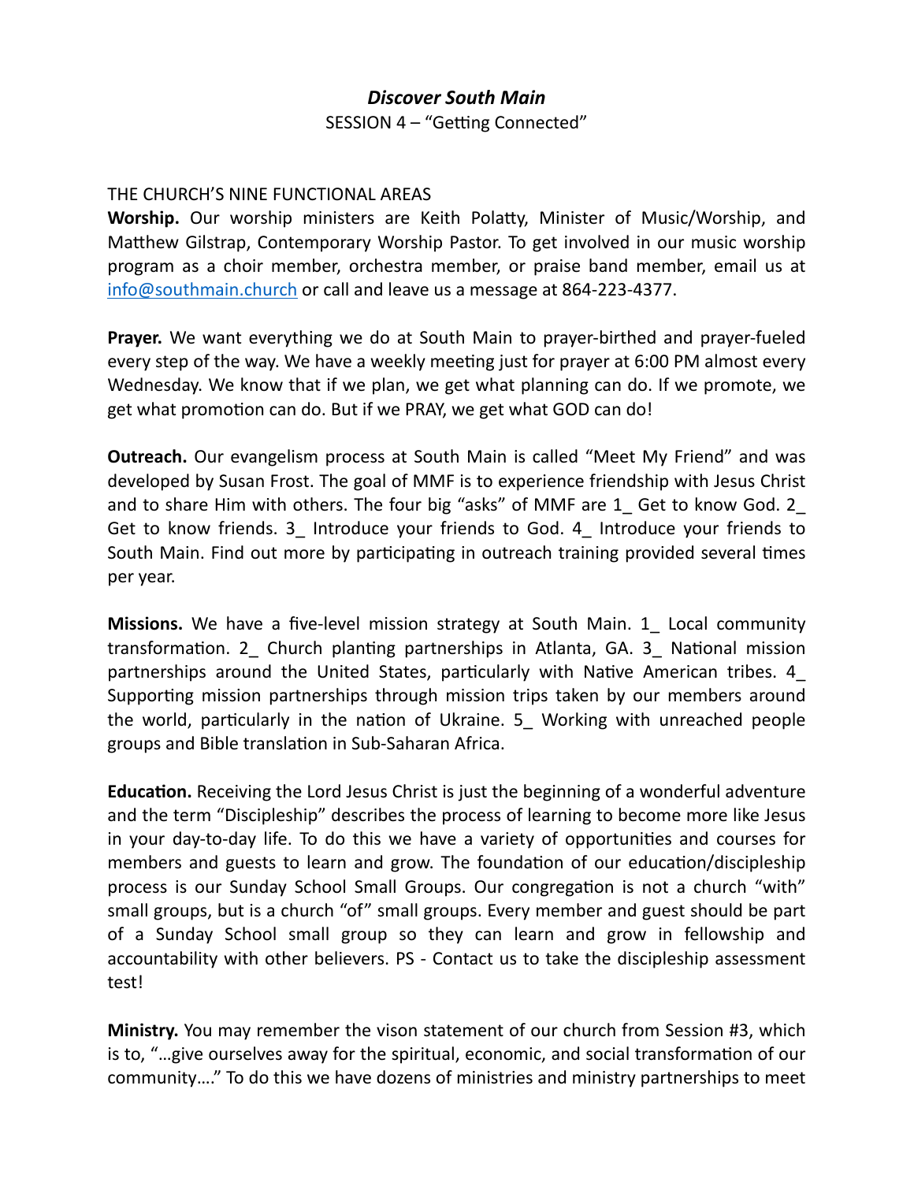# *Discover South Main*

SESSION 4 – "Getting Connected"

THE CHURCH'S NINE FUNCTIONAL AREAS

**Worship.** Our worship ministers are Keith Polatty, Minister of Music/Worship, and Matthew Gilstrap, Contemporary Worship Pastor. To get involved in our music worship program as a choir member, orchestra member, or praise band member, email us at [info@southmain.church](mailto:info@southmain.church) or call and leave us a message at 864-223-4377.

**Prayer.** We want everything we do at South Main to prayer-birthed and prayer-fueled every step of the way. We have a weekly meeting just for prayer at 6:00 PM almost every Wednesday. We know that if we plan, we get what planning can do. If we promote, we get what promotion can do. But if we PRAY, we get what GOD can do!

**Outreach.** Our evangelism process at South Main is called "Meet My Friend" and was developed by Susan Frost. The goal of MMF is to experience friendship with Jesus Christ and to share Him with others. The four big "asks" of MMF are 1_ Get to know God. 2_ Get to know friends. 3_ Introduce your friends to God. 4_ Introduce your friends to South Main. Find out more by participating in outreach training provided several times per year.

**Missions.** We have a five-level mission strategy at South Main. 1_ Local community transformation. 2_ Church planting partnerships in Atlanta, GA. 3_ National mission partnerships around the United States, particularly with Native American tribes. 4_ Supporting mission partnerships through mission trips taken by our members around the world, particularly in the nation of Ukraine. 5_ Working with unreached people groups and Bible translation in Sub-Saharan Africa.

**Education.** Receiving the Lord Jesus Christ is just the beginning of a wonderful adventure and the term "Discipleship" describes the process of learning to become more like Jesus in your day-to-day life. To do this we have a variety of opportunities and courses for members and guests to learn and grow. The foundation of our education/discipleship process is our Sunday School Small Groups. Our congregation is not a church "with" small groups, but is a church "of" small groups. Every member and guest should be part of a Sunday School small group so they can learn and grow in fellowship and accountability with other believers. PS - Contact us to take the discipleship assessment test!

**Ministry.** You may remember the vison statement of our church from Session #3, which is to, "…give ourselves away for the spiritual, economic, and social transformation of our community…." To do this we have dozens of ministries and ministry partnerships to meet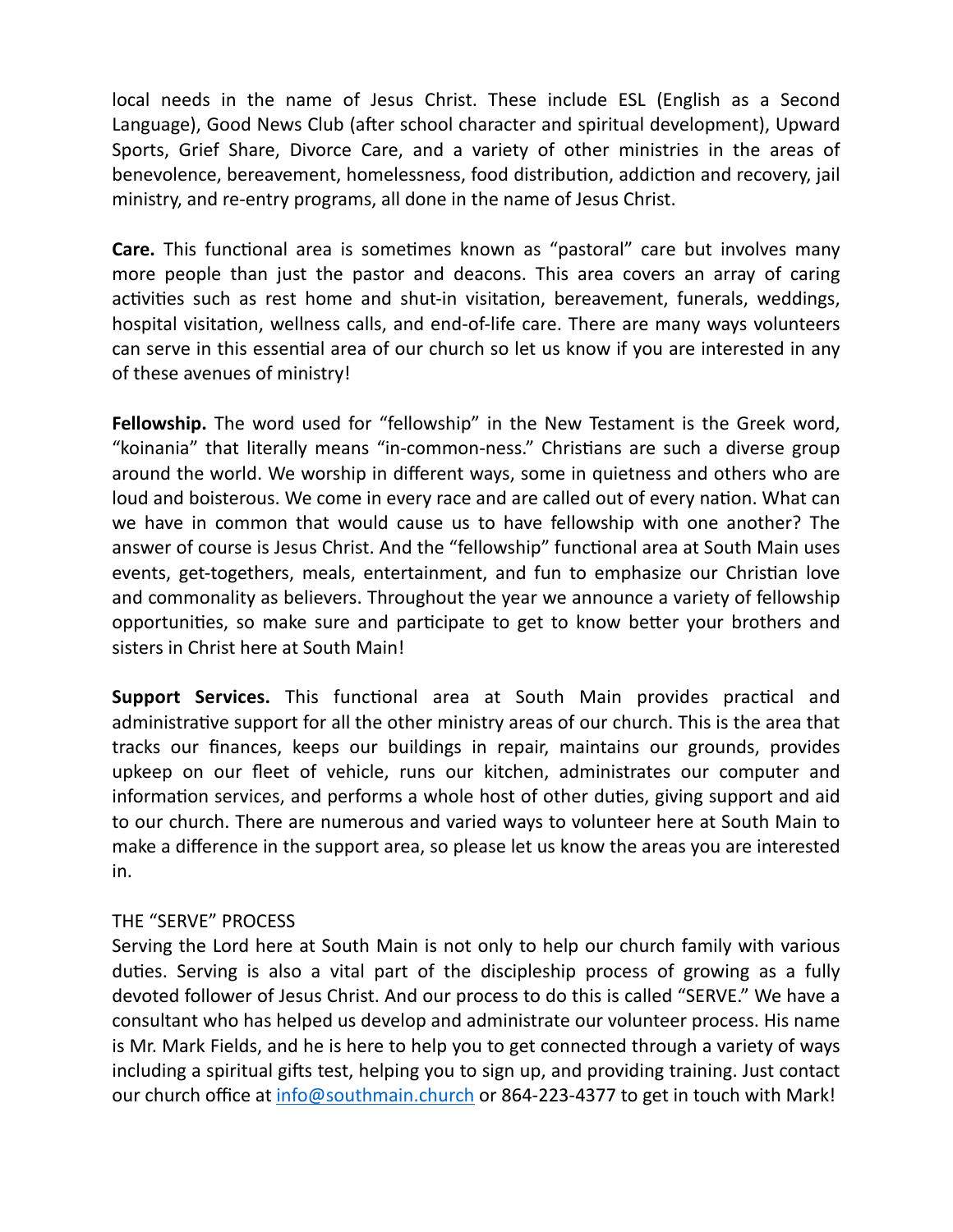local needs in the name of Jesus Christ. These include ESL (English as a Second Language), Good News Club (after school character and spiritual development), Upward Sports, Grief Share, Divorce Care, and a variety of other ministries in the areas of benevolence, bereavement, homelessness, food distribution, addiction and recovery, jail ministry, and re-entry programs, all done in the name of Jesus Christ.

**Care.** This functional area is sometimes known as "pastoral" care but involves many more people than just the pastor and deacons. This area covers an array of caring activities such as rest home and shut-in visitation, bereavement, funerals, weddings, hospital visitation, wellness calls, and end-of-life care. There are many ways volunteers can serve in this essential area of our church so let us know if you are interested in any of these avenues of ministry!

**Fellowship.** The word used for "fellowship" in the New Testament is the Greek word, "koinania" that literally means "in-common-ness." Christians are such a diverse group around the world. We worship in different ways, some in quietness and others who are loud and boisterous. We come in every race and are called out of every nation. What can we have in common that would cause us to have fellowship with one another? The answer of course is Jesus Christ. And the "fellowship" functional area at South Main uses events, get-togethers, meals, entertainment, and fun to emphasize our Christian love and commonality as believers. Throughout the year we announce a variety of fellowship opportunities, so make sure and participate to get to know better your brothers and sisters in Christ here at South Main!

**Support Services.** This functional area at South Main provides practical and administrative support for all the other ministry areas of our church. This is the area that tracks our finances, keeps our buildings in repair, maintains our grounds, provides upkeep on our fleet of vehicle, runs our kitchen, administrates our computer and information services, and performs a whole host of other duties, giving support and aid to our church. There are numerous and varied ways to volunteer here at South Main to make a difference in the support area, so please let us know the areas you are interested in.

THE "SERVE" PROCESS

Serving the Lord here at South Main is not only to help our church family with various duties. Serving is also a vital part of the discipleship process of growing as a fully devoted follower of Jesus Christ. And our process to do this is called "SERVE." We have a consultant who has helped us develop and administrate our volunteer process. His name is Mr. Mark Fields, and he is here to help you to get connected through a variety of ways including a spiritual gifts test, helping you to sign up, and providing training. Just contact our church office at info@southmain.church or 864-223-4377 to get in touch with Mark!